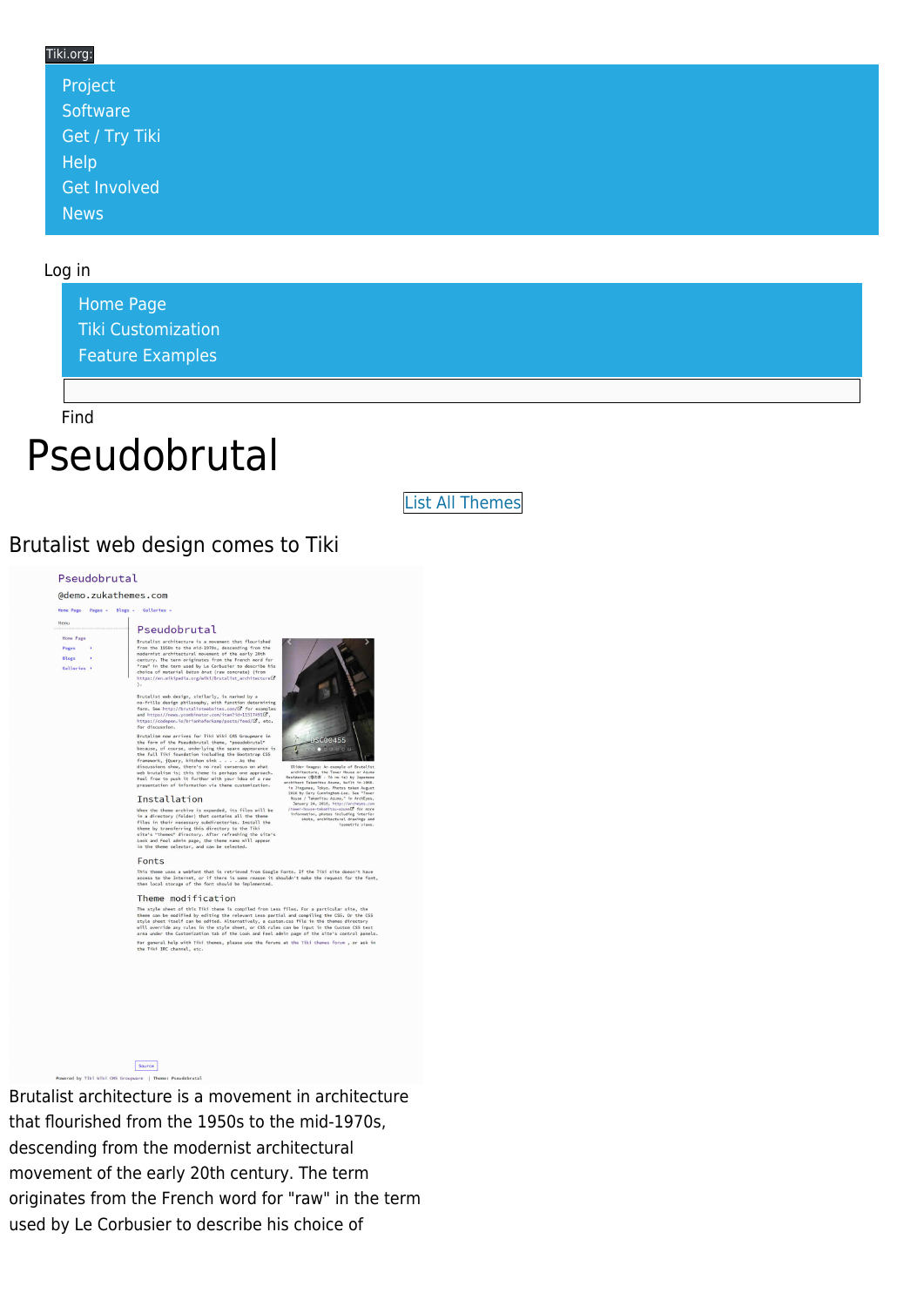Tiki.org:

- Project
- Software
- Get / Try Tiki
- Help
- Get Involved
- News

Log in

- Home Page
- Tiki Customization
- Feature Examples

Find

# Pseudobrutal

List All Themes

## Brutalist web design comes to Tiki

Brutalist architecture is a movement in architecture that flourished from the 1950s to the mid-1970s, descending from the modernist architectural movement of the early 20th century. The term originates from the French word for "raw" in the term used by Le Corbusier to describe his choice of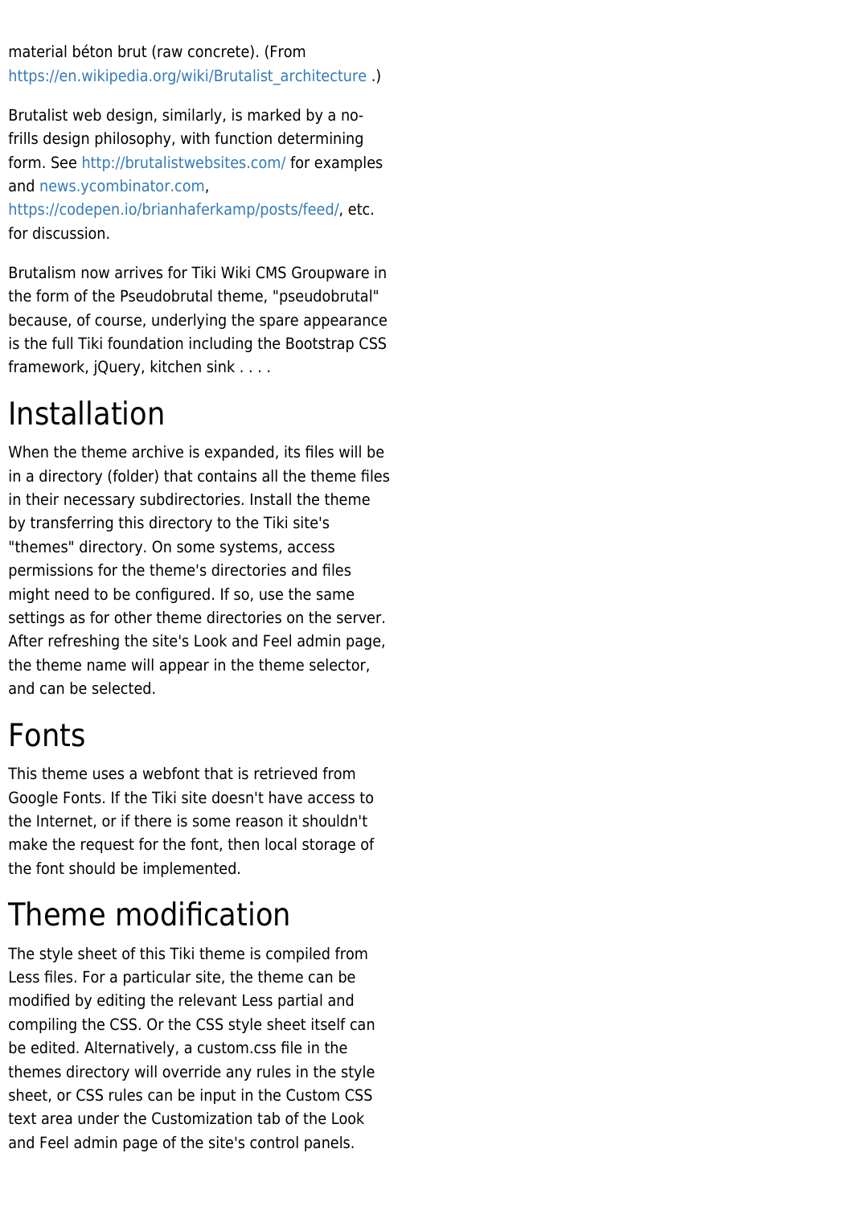material béton brut (raw concrete). (From https://en.wikipedia.org/wiki/Brutalist_architecture .)

Brutalist web design, similarly, is marked by a no-frills design philosophy, with function determining form. See http://brutalistwebsites.com/ for examples and news.ycombinator.com, https://codepen.io/brianhaferkamp/posts/feed/, etc. for discussion.

Brutalism now arrives for Tiki Wiki CMS Groupware in the form of the Pseudobrutal theme, "pseudobrutal" because, of course, underlying the spare appearance is the full Tiki foundation including the Bootstrap CSS framework, jQuery, kitchen sink . . . .

# Installation

When the theme archive is expanded, its files will be in a directory (folder) that contains all the theme files in their necessary subdirectories. Install the theme by transferring this directory to the Tiki site's "themes" directory. On some systems, access permissions for the theme's directories and files might need to be configured. If so, use the same settings as for other theme directories on the server. After refreshing the site's Look and Feel admin page, the theme name will appear in the theme selector, and can be selected.

# Fonts

This theme uses a webfont that is retrieved from Google Fonts. If the Tiki site doesn't have access to the Internet, or if there is some reason it shouldn't make the request for the font, then local storage of the font should be implemented.

# Theme modification

The style sheet of this Tiki theme is compiled from Less files. For a particular site, the theme can be modified by editing the relevant Less partial and compiling the CSS. Or the CSS style sheet itself can be edited. Alternatively, a custom.css file in the themes directory will override any rules in the style sheet, or CSS rules can be input in the Custom CSS text area under the Customization tab of the Look and Feel admin page of the site's control panels.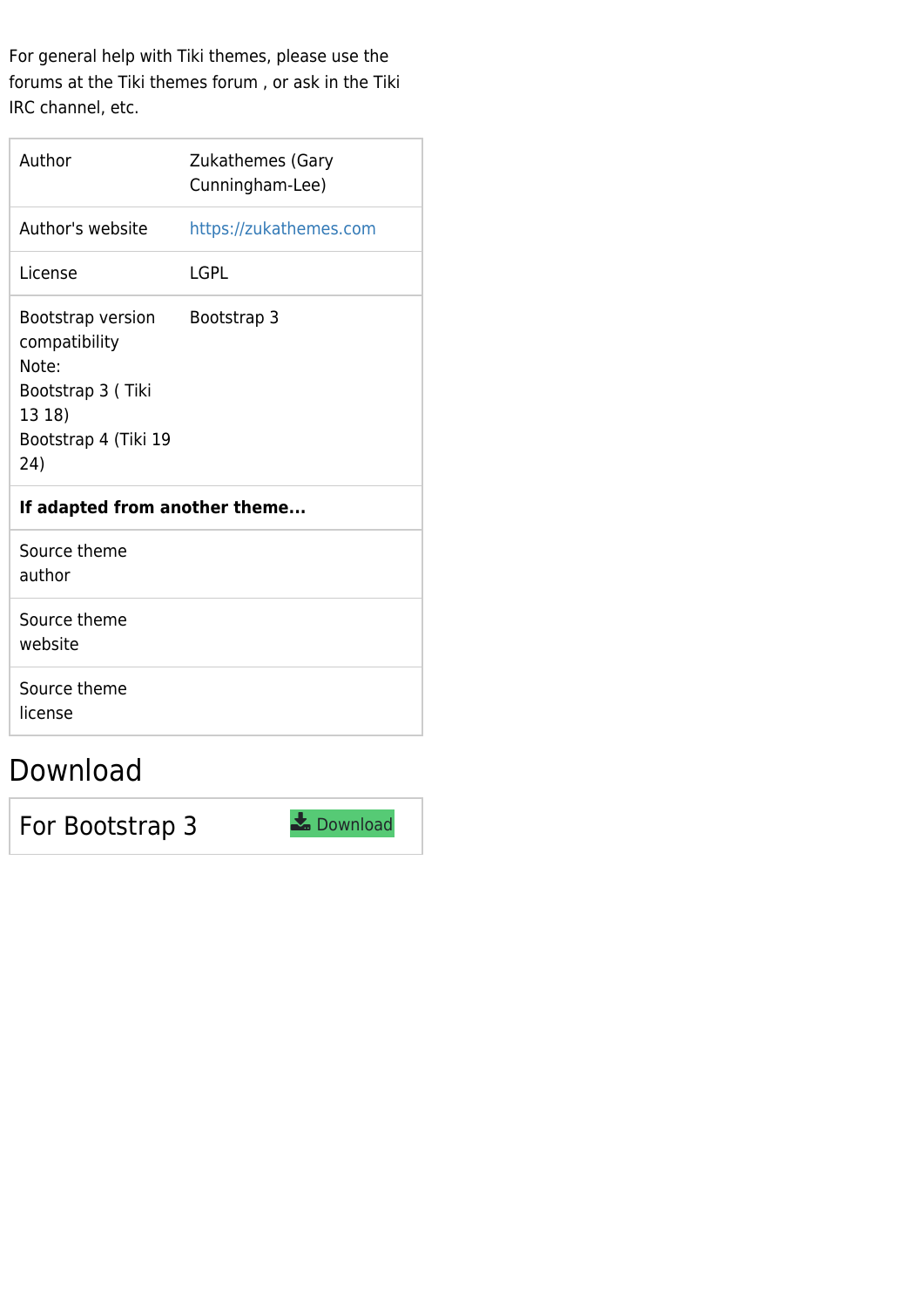For general help with Tiki themes, please use the forums at the Tiki themes forum , or ask in the Tiki IRC channel, etc.

| | |
|---|---|
| Author | Zukathemes (Gary Cunningham-Lee) |
| Author's website | https://zukathemes.com |
| License | LGPL |
| Bootstrap version compatibility<br>Note:<br>Bootstrap 3 ( Tiki 13 18)<br>Bootstrap 4 (Tiki 19 24) | Bootstrap 3 |
| **If adapted from another theme...** | |
| Source theme author | |
| Source theme website | |
| Source theme license | |

## Download

| | |
|---|---|
| For Bootstrap 3 | Download |